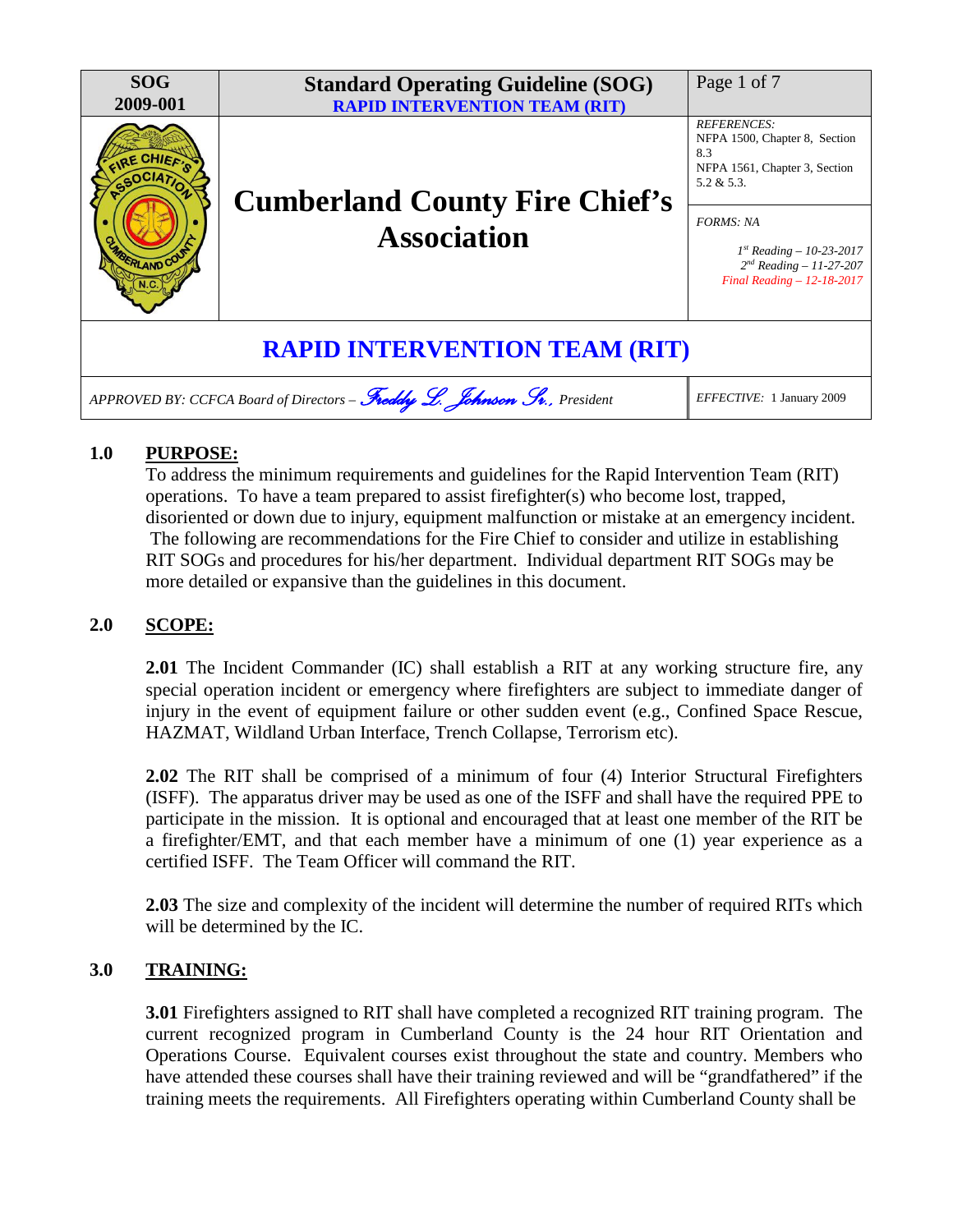| SOG 2009-001 | **Standard Operating Guideline (SOG)** **RAPID INTERVENTION TEAM (RIT)** | Page 1 of 7 |
|---|---|---|
| | **Cumberland County Fire Chief's Association** | *REFERENCES:* NFPA 1500, Chapter 8, Section 8.3; NFPA 1561, Chapter 3, Section 5.2 & 5.3. |
| | | *FORMS: NA* *1st Reading – 10-23-2017* *2nd Reading – 11-27-207* *Final Reading – 12-18-2017* |

# RAPID INTERVENTION TEAM (RIT)

*APPROVED BY: CCFCA Board of Directors – Freddy L. Johnson Sr., President*

*EFFECTIVE:* 1 January 2009

## 1.0 PURPOSE:

To address the minimum requirements and guidelines for the Rapid Intervention Team (RIT) operations. To have a team prepared to assist firefighter(s) who become lost, trapped, disoriented or down due to injury, equipment malfunction or mistake at an emergency incident. The following are recommendations for the Fire Chief to consider and utilize in establishing RIT SOGs and procedures for his/her department. Individual department RIT SOGs may be more detailed or expansive than the guidelines in this document.

## 2.0 SCOPE:

**2.01** The Incident Commander (IC) shall establish a RIT at any working structure fire, any special operation incident or emergency where firefighters are subject to immediate danger of injury in the event of equipment failure or other sudden event (e.g., Confined Space Rescue, HAZMAT, Wildland Urban Interface, Trench Collapse, Terrorism etc).

**2.02** The RIT shall be comprised of a minimum of four (4) Interior Structural Firefighters (ISFF). The apparatus driver may be used as one of the ISFF and shall have the required PPE to participate in the mission. It is optional and encouraged that at least one member of the RIT be a firefighter/EMT, and that each member have a minimum of one (1) year experience as a certified ISFF. The Team Officer will command the RIT.

**2.03** The size and complexity of the incident will determine the number of required RITs which will be determined by the IC.

## 3.0 TRAINING:

**3.01** Firefighters assigned to RIT shall have completed a recognized RIT training program. The current recognized program in Cumberland County is the 24 hour RIT Orientation and Operations Course. Equivalent courses exist throughout the state and country. Members who have attended these courses shall have their training reviewed and will be "grandfathered" if the training meets the requirements. All Firefighters operating within Cumberland County shall be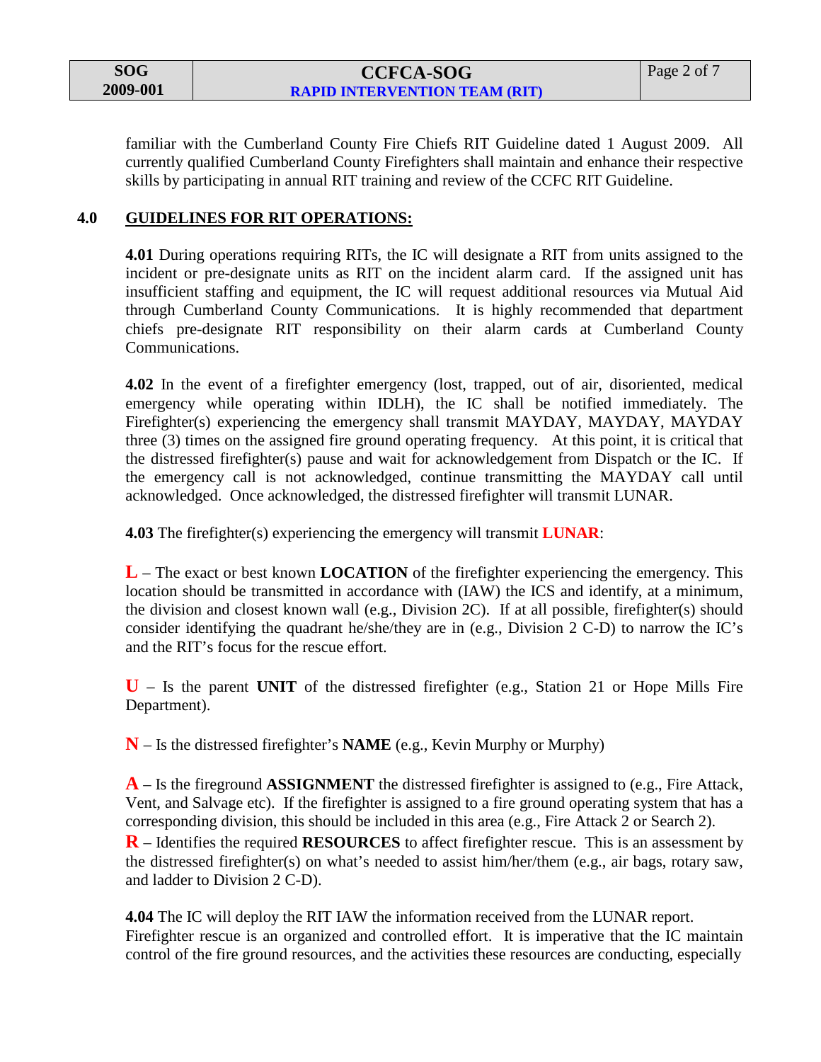familiar with the Cumberland County Fire Chiefs RIT Guideline dated 1 August 2009. All currently qualified Cumberland County Firefighters shall maintain and enhance their respective skills by participating in annual RIT training and review of the CCFC RIT Guideline.

## 4.0 GUIDELINES FOR RIT OPERATIONS:

**4.01** During operations requiring RITs, the IC will designate a RIT from units assigned to the incident or pre-designate units as RIT on the incident alarm card. If the assigned unit has insufficient staffing and equipment, the IC will request additional resources via Mutual Aid through Cumberland County Communications. It is highly recommended that department chiefs pre-designate RIT responsibility on their alarm cards at Cumberland County Communications.

**4.02** In the event of a firefighter emergency (lost, trapped, out of air, disoriented, medical emergency while operating within IDLH), the IC shall be notified immediately. The Firefighter(s) experiencing the emergency shall transmit MAYDAY, MAYDAY, MAYDAY three (3) times on the assigned fire ground operating frequency. At this point, it is critical that the distressed firefighter(s) pause and wait for acknowledgement from Dispatch or the IC. If the emergency call is not acknowledged, continue transmitting the MAYDAY call until acknowledged. Once acknowledged, the distressed firefighter will transmit LUNAR.

**4.03** The firefighter(s) experiencing the emergency will transmit **LUNAR**:

**L** – The exact or best known **LOCATION** of the firefighter experiencing the emergency. This location should be transmitted in accordance with (IAW) the ICS and identify, at a minimum, the division and closest known wall (e.g., Division 2C). If at all possible, firefighter(s) should consider identifying the quadrant he/she/they are in (e.g., Division 2 C-D) to narrow the IC's and the RIT's focus for the rescue effort.

**U** – Is the parent **UNIT** of the distressed firefighter (e.g., Station 21 or Hope Mills Fire Department).

**N** – Is the distressed firefighter's **NAME** (e.g., Kevin Murphy or Murphy)

**A** – Is the fireground **ASSIGNMENT** the distressed firefighter is assigned to (e.g., Fire Attack, Vent, and Salvage etc). If the firefighter is assigned to a fire ground operating system that has a corresponding division, this should be included in this area (e.g., Fire Attack 2 or Search 2).

**R** – Identifies the required **RESOURCES** to affect firefighter rescue. This is an assessment by the distressed firefighter(s) on what's needed to assist him/her/them (e.g., air bags, rotary saw, and ladder to Division 2 C-D).

**4.04** The IC will deploy the RIT IAW the information received from the LUNAR report. Firefighter rescue is an organized and controlled effort. It is imperative that the IC maintain control of the fire ground resources, and the activities these resources are conducting, especially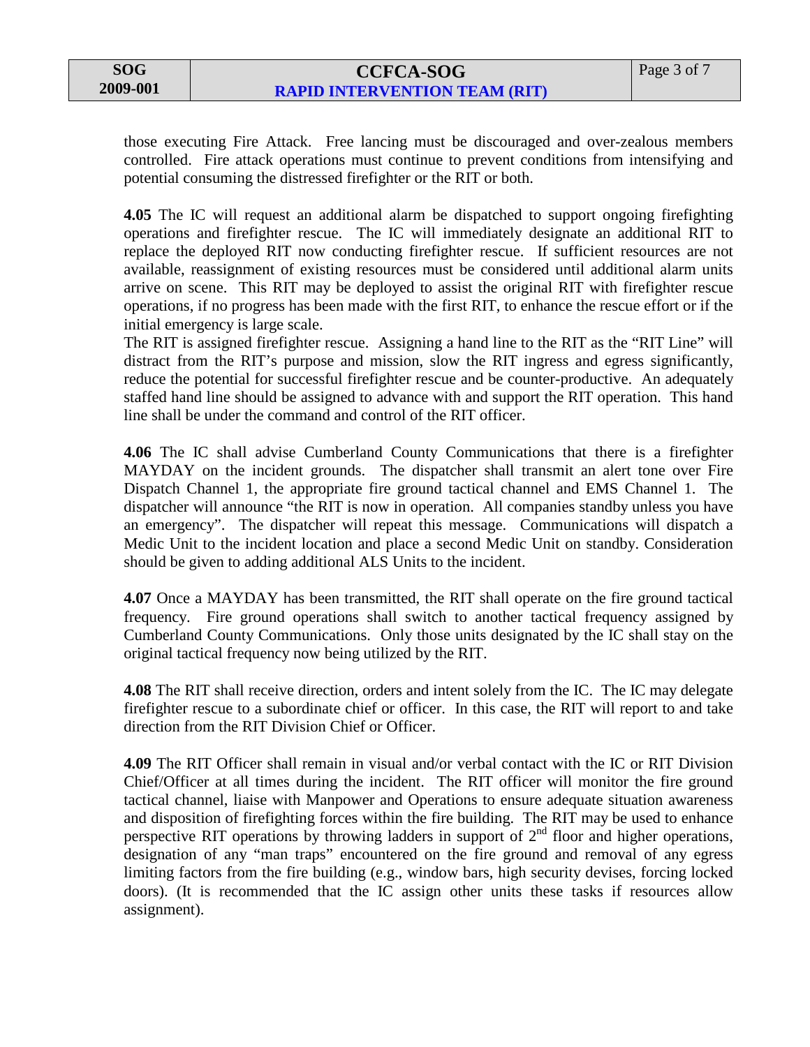those executing Fire Attack. Free lancing must be discouraged and over-zealous members controlled. Fire attack operations must continue to prevent conditions from intensifying and potential consuming the distressed firefighter or the RIT or both.

**4.05** The IC will request an additional alarm be dispatched to support ongoing firefighting operations and firefighter rescue. The IC will immediately designate an additional RIT to replace the deployed RIT now conducting firefighter rescue. If sufficient resources are not available, reassignment of existing resources must be considered until additional alarm units arrive on scene. This RIT may be deployed to assist the original RIT with firefighter rescue operations, if no progress has been made with the first RIT, to enhance the rescue effort or if the initial emergency is large scale.
The RIT is assigned firefighter rescue. Assigning a hand line to the RIT as the "RIT Line" will distract from the RIT's purpose and mission, slow the RIT ingress and egress significantly, reduce the potential for successful firefighter rescue and be counter-productive. An adequately staffed hand line should be assigned to advance with and support the RIT operation. This hand line shall be under the command and control of the RIT officer.

**4.06** The IC shall advise Cumberland County Communications that there is a firefighter MAYDAY on the incident grounds. The dispatcher shall transmit an alert tone over Fire Dispatch Channel 1, the appropriate fire ground tactical channel and EMS Channel 1. The dispatcher will announce "the RIT is now in operation. All companies standby unless you have an emergency". The dispatcher will repeat this message. Communications will dispatch a Medic Unit to the incident location and place a second Medic Unit on standby. Consideration should be given to adding additional ALS Units to the incident.

**4.07** Once a MAYDAY has been transmitted, the RIT shall operate on the fire ground tactical frequency. Fire ground operations shall switch to another tactical frequency assigned by Cumberland County Communications. Only those units designated by the IC shall stay on the original tactical frequency now being utilized by the RIT.

**4.08** The RIT shall receive direction, orders and intent solely from the IC. The IC may delegate firefighter rescue to a subordinate chief or officer. In this case, the RIT will report to and take direction from the RIT Division Chief or Officer.

**4.09** The RIT Officer shall remain in visual and/or verbal contact with the IC or RIT Division Chief/Officer at all times during the incident. The RIT officer will monitor the fire ground tactical channel, liaise with Manpower and Operations to ensure adequate situation awareness and disposition of firefighting forces within the fire building. The RIT may be used to enhance perspective RIT operations by throwing ladders in support of 2nd floor and higher operations, designation of any "man traps" encountered on the fire ground and removal of any egress limiting factors from the fire building (e.g., window bars, high security devises, forcing locked doors). (It is recommended that the IC assign other units these tasks if resources allow assignment).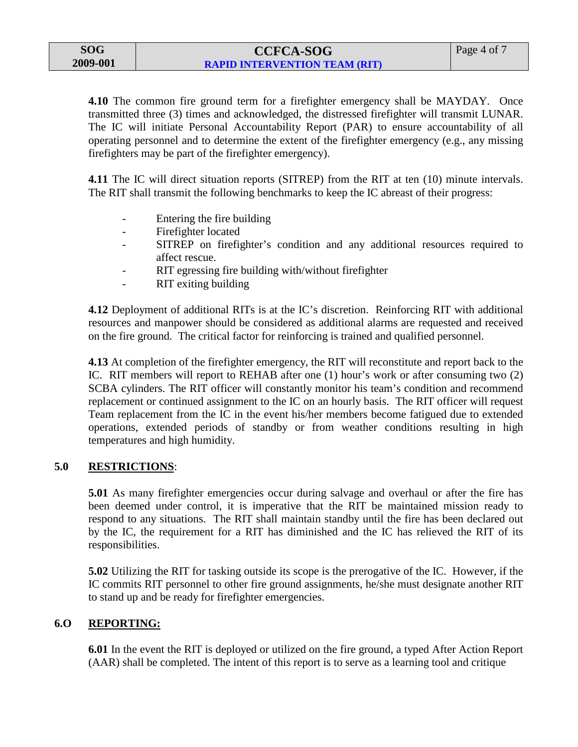**4.10** The common fire ground term for a firefighter emergency shall be MAYDAY. Once transmitted three (3) times and acknowledged, the distressed firefighter will transmit LUNAR. The IC will initiate Personal Accountability Report (PAR) to ensure accountability of all operating personnel and to determine the extent of the firefighter emergency (e.g., any missing firefighters may be part of the firefighter emergency).

**4.11** The IC will direct situation reports (SITREP) from the RIT at ten (10) minute intervals. The RIT shall transmit the following benchmarks to keep the IC abreast of their progress:

- Entering the fire building
- Firefighter located
- SITREP on firefighter's condition and any additional resources required to affect rescue.
- RIT egressing fire building with/without firefighter
- RIT exiting building

**4.12** Deployment of additional RITs is at the IC's discretion. Reinforcing RIT with additional resources and manpower should be considered as additional alarms are requested and received on the fire ground. The critical factor for reinforcing is trained and qualified personnel.

**4.13** At completion of the firefighter emergency, the RIT will reconstitute and report back to the IC. RIT members will report to REHAB after one (1) hour's work or after consuming two (2) SCBA cylinders. The RIT officer will constantly monitor his team's condition and recommend replacement or continued assignment to the IC on an hourly basis. The RIT officer will request Team replacement from the IC in the event his/her members become fatigued due to extended operations, extended periods of standby or from weather conditions resulting in high temperatures and high humidity.

## 5.0 RESTRICTIONS:

**5.01** As many firefighter emergencies occur during salvage and overhaul or after the fire has been deemed under control, it is imperative that the RIT be maintained mission ready to respond to any situations. The RIT shall maintain standby until the fire has been declared out by the IC, the requirement for a RIT has diminished and the IC has relieved the RIT of its responsibilities.

**5.02** Utilizing the RIT for tasking outside its scope is the prerogative of the IC. However, if the IC commits RIT personnel to other fire ground assignments, he/she must designate another RIT to stand up and be ready for firefighter emergencies.

## 6.O REPORTING:

**6.01** In the event the RIT is deployed or utilized on the fire ground, a typed After Action Report (AAR) shall be completed. The intent of this report is to serve as a learning tool and critique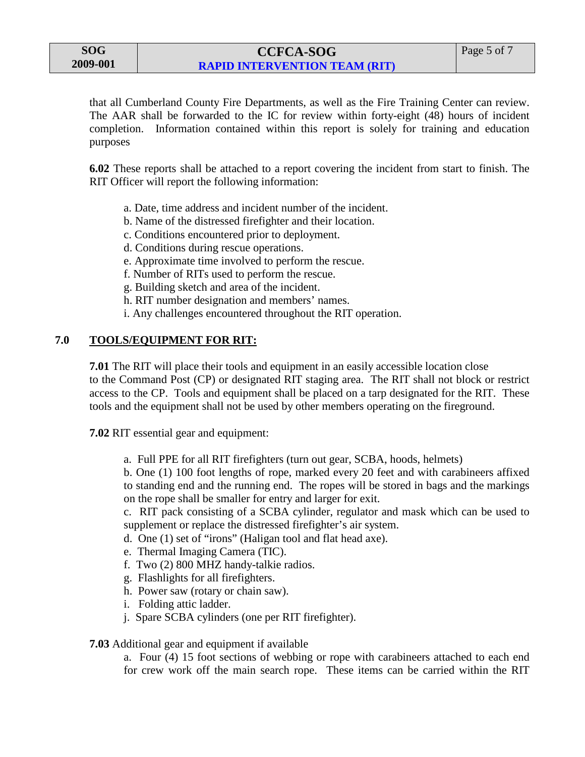that all Cumberland County Fire Departments, as well as the Fire Training Center can review. The AAR shall be forwarded to the IC for review within forty-eight (48) hours of incident completion. Information contained within this report is solely for training and education purposes

**6.02** These reports shall be attached to a report covering the incident from start to finish. The RIT Officer will report the following information:

a. Date, time address and incident number of the incident.
b. Name of the distressed firefighter and their location.
c. Conditions encountered prior to deployment.
d. Conditions during rescue operations.
e. Approximate time involved to perform the rescue.
f. Number of RITs used to perform the rescue.
g. Building sketch and area of the incident.
h. RIT number designation and members' names.
i. Any challenges encountered throughout the RIT operation.

## 7.0 TOOLS/EQUIPMENT FOR RIT:

**7.01** The RIT will place their tools and equipment in an easily accessible location close to the Command Post (CP) or designated RIT staging area. The RIT shall not block or restrict access to the CP. Tools and equipment shall be placed on a tarp designated for the RIT. These tools and the equipment shall not be used by other members operating on the fireground.

**7.02** RIT essential gear and equipment:

a. Full PPE for all RIT firefighters (turn out gear, SCBA, hoods, helmets)
b. One (1) 100 foot lengths of rope, marked every 20 feet and with carabineers affixed to standing end and the running end. The ropes will be stored in bags and the markings on the rope shall be smaller for entry and larger for exit.
c. RIT pack consisting of a SCBA cylinder, regulator and mask which can be used to supplement or replace the distressed firefighter's air system.
d. One (1) set of "irons" (Haligan tool and flat head axe).
e. Thermal Imaging Camera (TIC).
f. Two (2) 800 MHZ handy-talkie radios.
g. Flashlights for all firefighters.
h. Power saw (rotary or chain saw).
i. Folding attic ladder.
j. Spare SCBA cylinders (one per RIT firefighter).

**7.03** Additional gear and equipment if available

a. Four (4) 15 foot sections of webbing or rope with carabineers attached to each end for crew work off the main search rope. These items can be carried within the RIT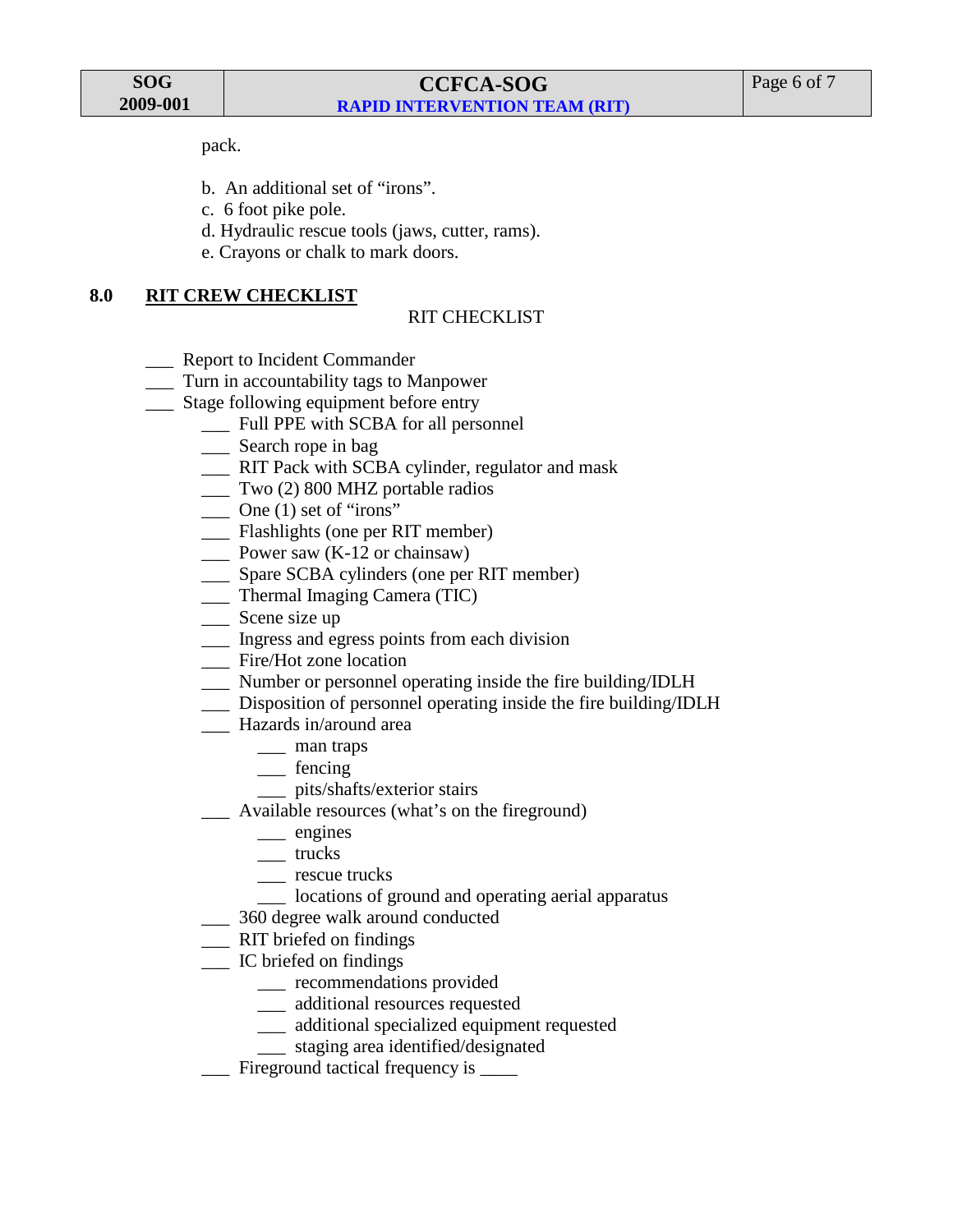pack.

b. An additional set of “irons”.
c. 6 foot pike pole.
d. Hydraulic rescue tools (jaws, cutter, rams).
e. Crayons or chalk to mark doors.

## 8.0 RIT CREW CHECKLIST

RIT CHECKLIST

- ___ Report to Incident Commander
- ___ Turn in accountability tags to Manpower
- ___ Stage following equipment before entry
  - ___ Full PPE with SCBA for all personnel
  - ___ Search rope in bag
  - ___ RIT Pack with SCBA cylinder, regulator and mask
  - ___ Two (2) 800 MHZ portable radios
  - ___ One (1) set of “irons”
  - ___ Flashlights (one per RIT member)
  - ___ Power saw (K-12 or chainsaw)
  - ___ Spare SCBA cylinders (one per RIT member)
  - ___ Thermal Imaging Camera (TIC)
  - ___ Scene size up
  - ___ Ingress and egress points from each division
  - ___ Fire/Hot zone location
  - ___ Number or personnel operating inside the fire building/IDLH
  - ___ Disposition of personnel operating inside the fire building/IDLH
  - ___ Hazards in/around area
    - ___ man traps
    - ___ fencing
    - ___ pits/shafts/exterior stairs
  - ___ Available resources (what’s on the fireground)
    - ___ engines
    - ___ trucks
    - ___ rescue trucks
    - ___ locations of ground and operating aerial apparatus
  - ___ 360 degree walk around conducted
  - ___ RIT briefed on findings
  - ___ IC briefed on findings
    - ___ recommendations provided
    - ___ additional resources requested
    - ___ additional specialized equipment requested
    - ___ staging area identified/designated
  - ___ Fireground tactical frequency is ____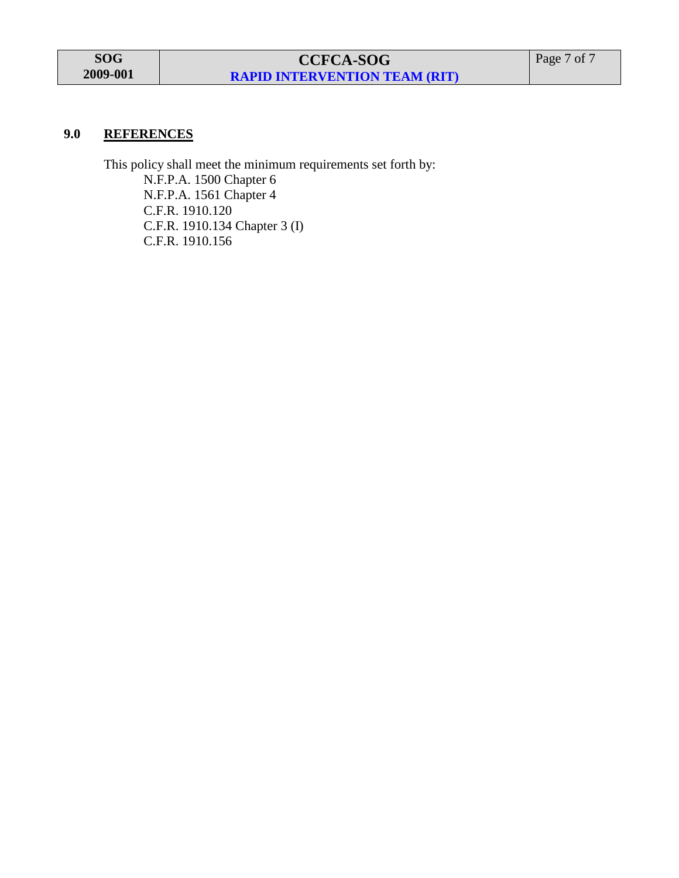## 9.0 REFERENCES

This policy shall meet the minimum requirements set forth by:

N.F.P.A. 1500 Chapter 6
N.F.P.A. 1561 Chapter 4
C.F.R. 1910.120
C.F.R. 1910.134 Chapter 3 (I)
C.F.R. 1910.156